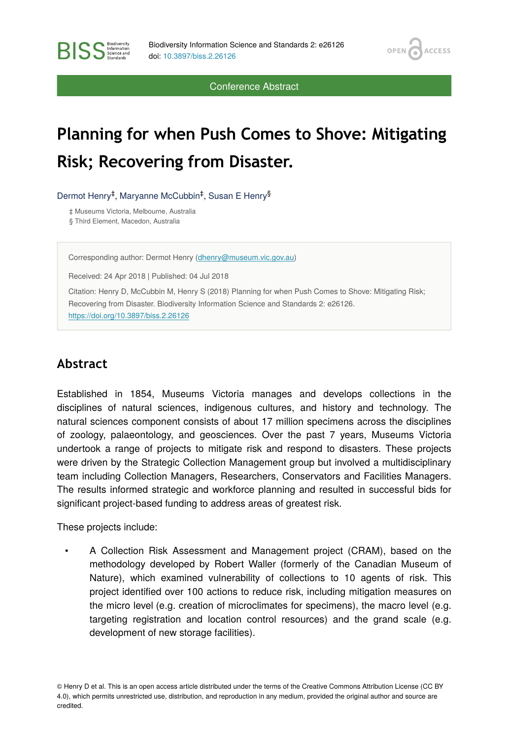Conference Abstract

# Planning for when Push Comes to Shove: Mitigating Risk; Recovering from Disaster.

Dermot Henry[‡], Maryanne McCubbin[‡], Susan E Henry[§]

‡ Museums Victoria, Melbourne, Australia
§ Third Element, Macedon, Australia

Corresponding author: Dermot Henry (dhenry@museum.vic.gov.au)

Received: 24 Apr 2018 | Published: 04 Jul 2018

Citation: Henry D, McCubbin M, Henry S (2018) Planning for when Push Comes to Shove: Mitigating Risk; Recovering from Disaster. Biodiversity Information Science and Standards 2: e26126. https://doi.org/10.3897/biss.2.26126

## Abstract

Established in 1854, Museums Victoria manages and develops collections in the disciplines of natural sciences, indigenous cultures, and history and technology. The natural sciences component consists of about 17 million specimens across the disciplines of zoology, palaeontology, and geosciences. Over the past 7 years, Museums Victoria undertook a range of projects to mitigate risk and respond to disasters. These projects were driven by the Strategic Collection Management group but involved a multidisciplinary team including Collection Managers, Researchers, Conservators and Facilities Managers. The results informed strategic and workforce planning and resulted in successful bids for significant project-based funding to address areas of greatest risk.

These projects include:

- A Collection Risk Assessment and Management project (CRAM), based on the methodology developed by Robert Waller (formerly of the Canadian Museum of Nature), which examined vulnerability of collections to 10 agents of risk. This project identified over 100 actions to reduce risk, including mitigation measures on the micro level (e.g. creation of microclimates for specimens), the macro level (e.g. targeting registration and location control resources) and the grand scale (e.g. development of new storage facilities).

© Henry D et al. This is an open access article distributed under the terms of the Creative Commons Attribution License (CC BY 4.0), which permits unrestricted use, distribution, and reproduction in any medium, provided the original author and source are credited.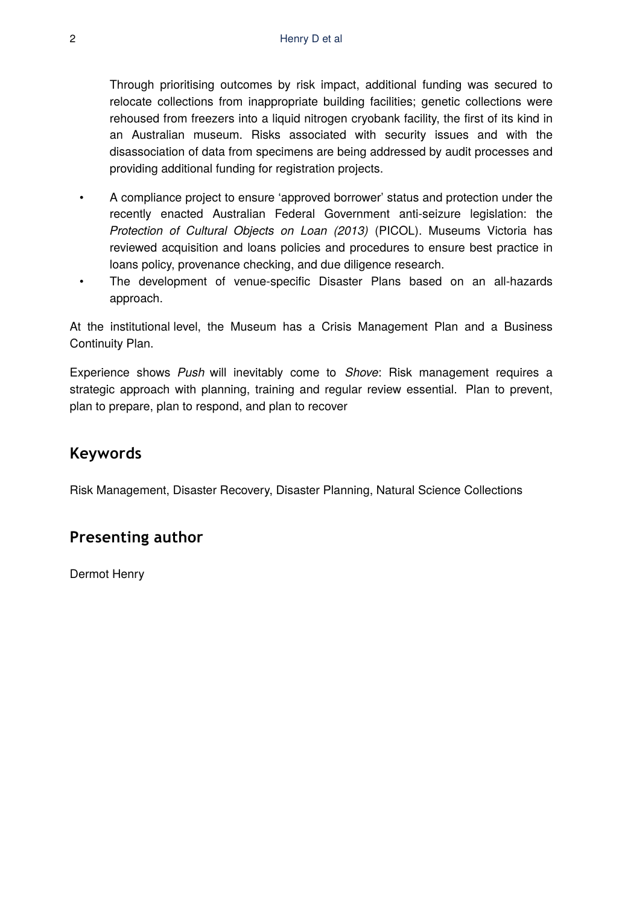Through prioritising outcomes by risk impact, additional funding was secured to relocate collections from inappropriate building facilities; genetic collections were rehoused from freezers into a liquid nitrogen cryobank facility, the first of its kind in an Australian museum. Risks associated with security issues and with the disassociation of data from specimens are being addressed by audit processes and providing additional funding for registration projects.

- A compliance project to ensure 'approved borrower' status and protection under the recently enacted Australian Federal Government anti-seizure legislation: the *Protection of Cultural Objects on Loan (2013)* (PICOL). Museums Victoria has reviewed acquisition and loans policies and procedures to ensure best practice in loans policy, provenance checking, and due diligence research.
- The development of venue-specific Disaster Plans based on an all-hazards approach.

At the institutional level, the Museum has a Crisis Management Plan and a Business Continuity Plan.

Experience shows *Push* will inevitably come to *Shove*: Risk management requires a strategic approach with planning, training and regular review essential. Plan to prevent, plan to prepare, plan to respond, and plan to recover

## Keywords

Risk Management, Disaster Recovery, Disaster Planning, Natural Science Collections

## Presenting author

Dermot Henry